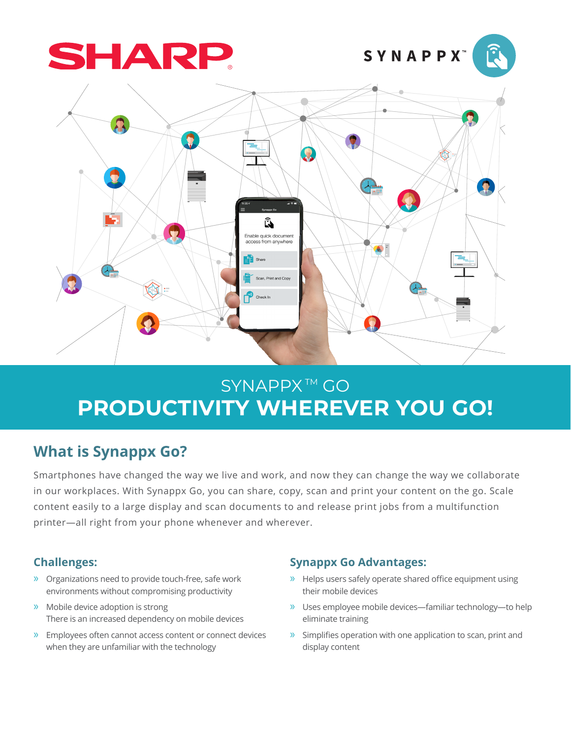SHARP

SYNAPPX™

# SYNAPPX™ GO
# PRODUCTIVITY WHEREVER YOU GO!

## What is Synappx Go?

Smartphones have changed the way we live and work, and now they can change the way we collaborate in our workplaces. With Synappx Go, you can share, copy, scan and print your content on the go. Scale content easily to a large display and scan documents to and release print jobs from a multifunction printer—all right from your phone whenever and wherever.

### Challenges:

- Organizations need to provide touch-free, safe work environments without compromising productivity
- Mobile device adoption is strong
  There is an increased dependency on mobile devices
- Employees often cannot access content or connect devices when they are unfamiliar with the technology

### Synappx Go Advantages:

- Helps users safely operate shared office equipment using their mobile devices
- Uses employee mobile devices—familiar technology—to help eliminate training
- Simplifies operation with one application to scan, print and display content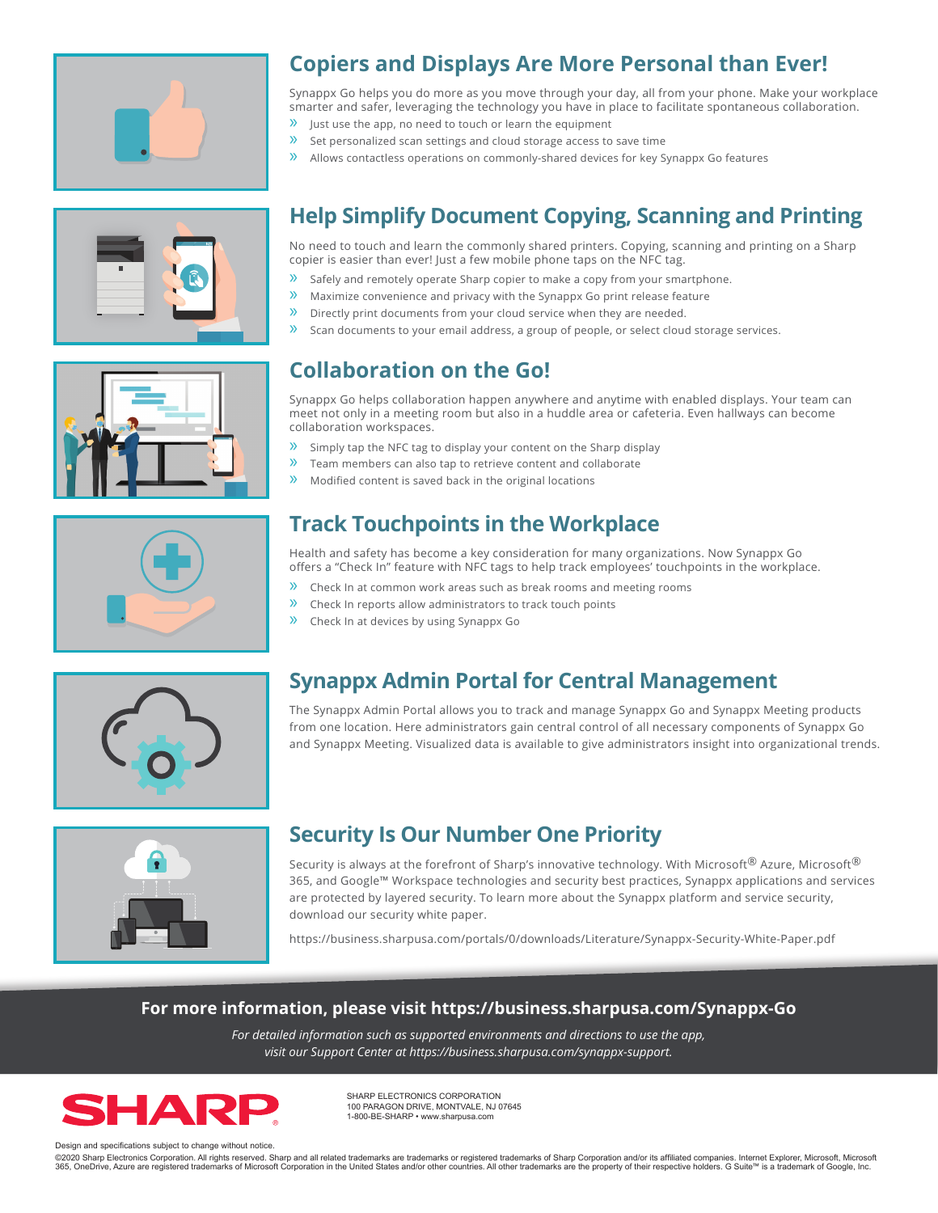## Copiers and Displays Are More Personal than Ever!

Synappx Go helps you do more as you move through your day, all from your phone. Make your workplace smarter and safer, leveraging the technology you have in place to facilitate spontaneous collaboration.

- Just use the app, no need to touch or learn the equipment
- Set personalized scan settings and cloud storage access to save time
- Allows contactless operations on commonly-shared devices for key Synappx Go features

## Help Simplify Document Copying, Scanning and Printing

No need to touch and learn the commonly shared printers. Copying, scanning and printing on a Sharp copier is easier than ever! Just a few mobile phone taps on the NFC tag.

- Safely and remotely operate Sharp copier to make a copy from your smartphone.
- Maximize convenience and privacy with the Synappx Go print release feature
- Directly print documents from your cloud service when they are needed.
- Scan documents to your email address, a group of people, or select cloud storage services.

## Collaboration on the Go!

Synappx Go helps collaboration happen anywhere and anytime with enabled displays. Your team can meet not only in a meeting room but also in a huddle area or cafeteria. Even hallways can become collaboration workspaces.

- Simply tap the NFC tag to display your content on the Sharp display
- Team members can also tap to retrieve content and collaborate
- Modified content is saved back in the original locations

## Track Touchpoints in the Workplace

Health and safety has become a key consideration for many organizations. Now Synappx Go offers a "Check In" feature with NFC tags to help track employees' touchpoints in the workplace.

- Check In at common work areas such as break rooms and meeting rooms
- Check In reports allow administrators to track touch points
- Check In at devices by using Synappx Go

## Synappx Admin Portal for Central Management

The Synappx Admin Portal allows you to track and manage Synappx Go and Synappx Meeting products from one location. Here administrators gain central control of all necessary components of Synappx Go and Synappx Meeting. Visualized data is available to give administrators insight into organizational trends.

## Security Is Our Number One Priority

Security is always at the forefront of Sharp's innovative technology. With Microsoft® Azure, Microsoft® 365, and Google™ Workspace technologies and security best practices, Synappx applications and services are protected by layered security. To learn more about the Synappx platform and service security, download our security white paper.

https://business.sharpusa.com/portals/0/downloads/Literature/Synappx-Security-White-Paper.pdf

**For more information, please visit https://business.sharpusa.com/Synappx-Go**

*For detailed information such as supported environments and directions to use the app, visit our Support Center at https://business.sharpusa.com/synappx-support.*

SHARP

SHARP ELECTRONICS CORPORATION
100 PARAGON DRIVE, MONTVALE, NJ 07645
1-800-BE-SHARP • www.sharpusa.com

Design and specifications subject to change without notice.
©2020 Sharp Electronics Corporation. All rights reserved. Sharp and all related trademarks are trademarks or registered trademarks of Sharp Corporation and/or its affiliated companies. Internet Explorer, Microsoft, Microsoft 365, OneDrive, Azure are registered trademarks of Microsoft Corporation in the United States and/or other countries. All other trademarks are the property of their respective holders. G Suite™ is a trademark of Google, Inc.